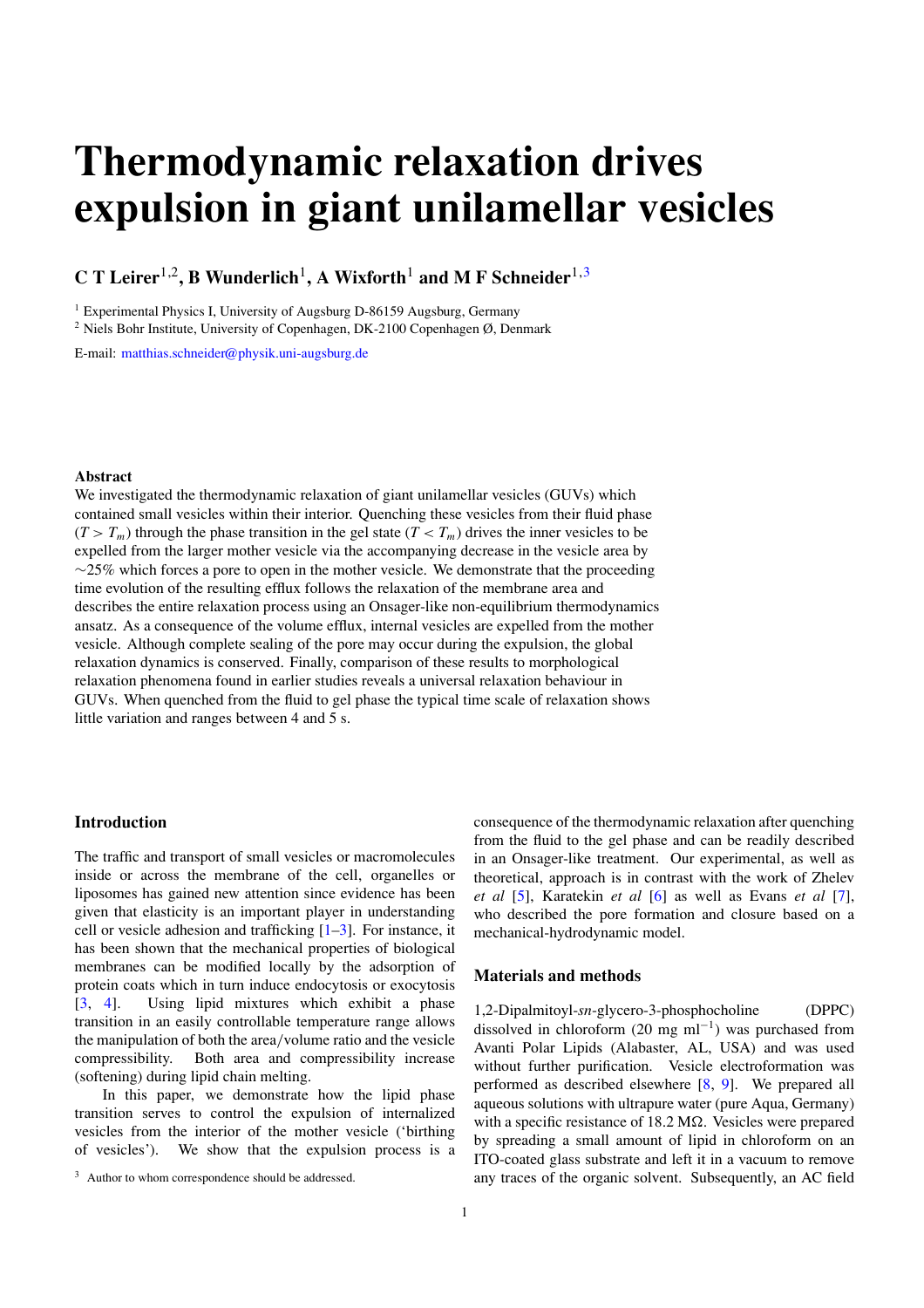# Thermodynamic relaxation drives expulsion in giant unilamellar vesicles

**C T Leirer[1,2], B Wunderlich[1], A Wixforth[1] and M F Schneider[1,3]**

[1] Experimental Physics I, University of Augsburg D-86159 Augsburg, Germany
[2] Niels Bohr Institute, University of Copenhagen, DK-2100 Copenhagen Ø, Denmark

E-mail: matthias.schneider@physik.uni-augsburg.de

### Abstract

We investigated the thermodynamic relaxation of giant unilamellar vesicles (GUVs) which contained small vesicles within their interior. Quenching these vesicles from their fluid phase ($T > T_m$) through the phase transition in the gel state ($T < T_m$) drives the inner vesicles to be expelled from the larger mother vesicle via the accompanying decrease in the vesicle area by $\sim$25% which forces a pore to open in the mother vesicle. We demonstrate that the proceeding time evolution of the resulting efflux follows the relaxation of the membrane area and describes the entire relaxation process using an Onsager-like non-equilibrium thermodynamics ansatz. As a consequence of the volume efflux, internal vesicles are expelled from the mother vesicle. Although complete sealing of the pore may occur during the expulsion, the global relaxation dynamics is conserved. Finally, comparison of these results to morphological relaxation phenomena found in earlier studies reveals a universal relaxation behaviour in GUVs. When quenched from the fluid to gel phase the typical time scale of relaxation shows little variation and ranges between 4 and 5 s.

### Introduction

The traffic and transport of small vesicles or macromolecules inside or across the membrane of the cell, organelles or liposomes has gained new attention since evidence has been given that elasticity is an important player in understanding cell or vesicle adhesion and trafficking [1–3]. For instance, it has been shown that the mechanical properties of biological membranes can be modified locally by the adsorption of protein coats which in turn induce endocytosis or exocytosis [3, 4]. Using lipid mixtures which exhibit a phase transition in an easily controllable temperature range allows the manipulation of both the area/volume ratio and the vesicle compressibility. Both area and compressibility increase (softening) during lipid chain melting.

In this paper, we demonstrate how the lipid phase transition serves to control the expulsion of internalized vesicles from the interior of the mother vesicle ('birthing of vesicles'). We show that the expulsion process is a consequence of the thermodynamic relaxation after quenching from the fluid to the gel phase and can be readily described in an Onsager-like treatment. Our experimental, as well as theoretical, approach is in contrast with the work of Zhelev *et al* [5], Karatekin *et al* [6] as well as Evans *et al* [7], who described the pore formation and closure based on a mechanical-hydrodynamic model.

[3] Author to whom correspondence should be addressed.

### Materials and methods

1,2-Dipalmitoyl-*sn*-glycero-3-phosphocholine (DPPC) dissolved in chloroform (20 mg ml$^{-1}$) was purchased from Avanti Polar Lipids (Alabaster, AL, USA) and was used without further purification. Vesicle electroformation was performed as described elsewhere [8, 9]. We prepared all aqueous solutions with ultrapure water (pure Aqua, Germany) with a specific resistance of 18.2 M$\Omega$. Vesicles were prepared by spreading a small amount of lipid in chloroform on an ITO-coated glass substrate and left it in a vacuum to remove any traces of the organic solvent. Subsequently, an AC field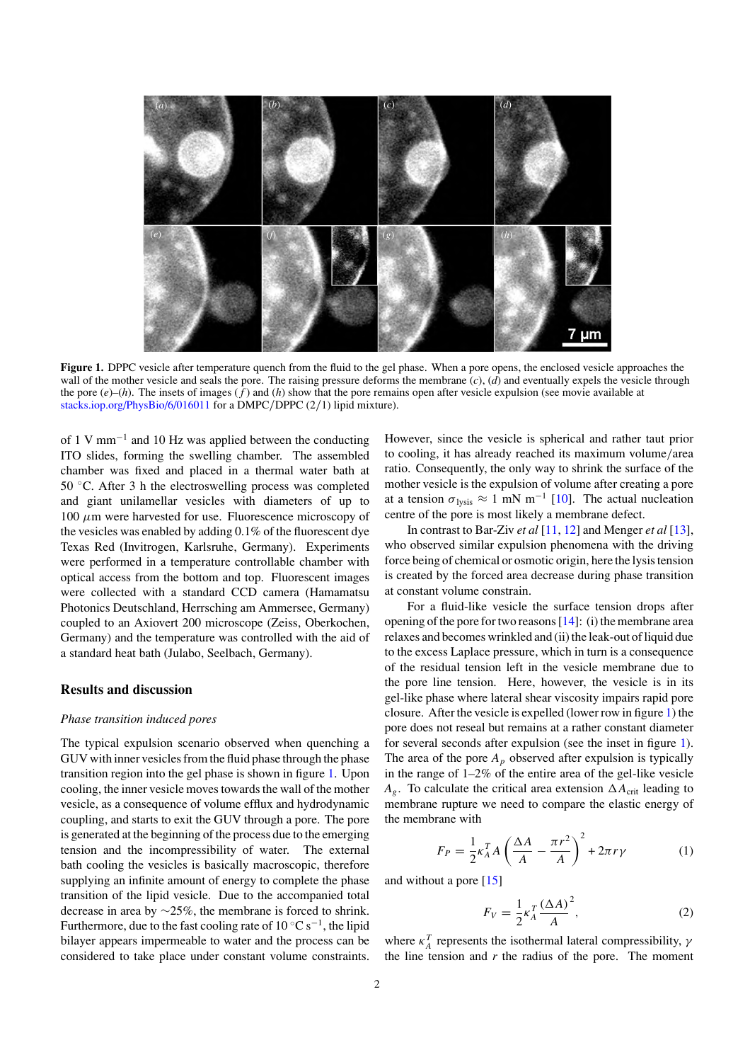**Figure 1.** DPPC vesicle after temperature quench from the fluid to the gel phase. When a pore opens, the enclosed vesicle approaches the wall of the mother vesicle and seals the pore. The raising pressure deforms the membrane (*c*), (*d*) and eventually expels the vesicle through the pore (*e*)–(*h*). The insets of images (*f*) and (*h*) show that the pore remains open after vesicle expulsion (see movie available at stacks.iop.org/PhysBio/6/016011 for a DMPC/DPPC (2/1) lipid mixture).

of 1 V mm$^{-1}$ and 10 Hz was applied between the conducting ITO slides, forming the swelling chamber. The assembled chamber was fixed and placed in a thermal water bath at 50 °C. After 3 h the electroswelling process was completed and giant unilamellar vesicles with diameters of up to 100 $\mu$m were harvested for use. Fluorescence microscopy of the vesicles was enabled by adding 0.1% of the fluorescent dye Texas Red (Invitrogen, Karlsruhe, Germany). Experiments were performed in a temperature controllable chamber with optical access from the bottom and top. Fluorescent images were collected with a standard CCD camera (Hamamatsu Photonics Deutschland, Herrsching am Ammersee, Germany) coupled to an Axiovert 200 microscope (Zeiss, Oberkochen, Germany) and the temperature was controlled with the aid of a standard heat bath (Julabo, Seelbach, Germany).

## Results and discussion

### *Phase transition induced pores*

The typical expulsion scenario observed when quenching a GUV with inner vesicles from the fluid phase through the phase transition region into the gel phase is shown in figure 1. Upon cooling, the inner vesicle moves towards the wall of the mother vesicle, as a consequence of volume efflux and hydrodynamic coupling, and starts to exit the GUV through a pore. The pore is generated at the beginning of the process due to the emerging tension and the incompressibility of water. The external bath cooling the vesicles is basically macroscopic, therefore supplying an infinite amount of energy to complete the phase transition of the lipid vesicle. Due to the accompanied total decrease in area by ~25%, the membrane is forced to shrink. Furthermore, due to the fast cooling rate of 10 °C s$^{-1}$, the lipid bilayer appears impermeable to water and the process can be considered to take place under constant volume constraints. However, since the vesicle is spherical and rather taut prior to cooling, it has already reached its maximum volume/area ratio. Consequently, the only way to shrink the surface of the mother vesicle is the expulsion of volume after creating a pore at a tension $\sigma_{\text{lysis}} \approx 1$ mN m$^{-1}$ [10]. The actual nucleation centre of the pore is most likely a membrane defect.

In contrast to Bar-Ziv *et al* [11, 12] and Menger *et al* [13], who observed similar expulsion phenomena with the driving force being of chemical or osmotic origin, here the lysis tension is created by the forced area decrease during phase transition at constant volume constrain.

For a fluid-like vesicle the surface tension drops after opening of the pore for two reasons [14]: (i) the membrane area relaxes and becomes wrinkled and (ii) the leak-out of liquid due to the excess Laplace pressure, which in turn is a consequence of the residual tension left in the vesicle membrane due to the pore line tension. Here, however, the vesicle is in its gel-like phase where lateral shear viscosity impairs rapid pore closure. After the vesicle is expelled (lower row in figure 1) the pore does not reseal but remains at a rather constant diameter for several seconds after expulsion (see the inset in figure 1). The area of the pore $A_p$ observed after expulsion is typically in the range of 1–2% of the entire area of the gel-like vesicle $A_g$. To calculate the critical area extension $\Delta A_{\text{crit}}$ leading to membrane rupture we need to compare the elastic energy of the membrane with

$$F_P = \frac{1}{2}\kappa_A^T A \left(\frac{\Delta A}{A} - \frac{\pi r^2}{A}\right)^2 + 2\pi r \gamma \tag{1}$$

and without a pore [15]

$$F_V = \frac{1}{2}\kappa_A^T \frac{(\Delta A)^2}{A}, \tag{2}$$

where $\kappa_A^T$ represents the isothermal lateral compressibility, $\gamma$ the line tension and $r$ the radius of the pore. The moment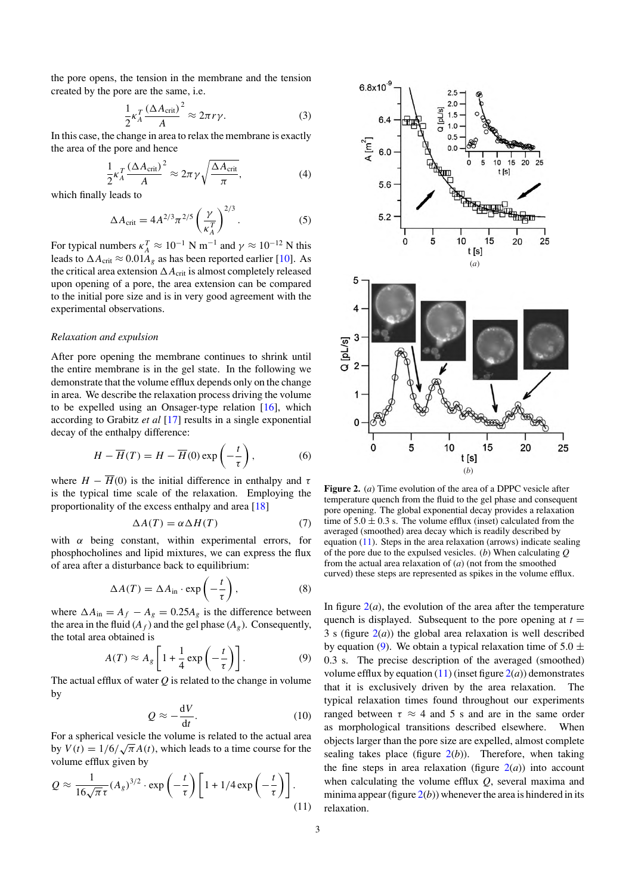the pore opens, the tension in the membrane and the tension created by the pore are the same, i.e.

$$\frac{1}{2}\kappa_A^T \frac{(\Delta A_{\mathrm{crit}})^2}{A} \approx 2\pi r \gamma. \tag{3}$$

In this case, the change in area to relax the membrane is exactly the area of the pore and hence

$$\frac{1}{2}\kappa_A^T \frac{(\Delta A_{\mathrm{crit}})^2}{A} \approx 2\pi \gamma \sqrt{\frac{\Delta A_{\mathrm{crit}}}{\pi}}, \tag{4}$$

which finally leads to

$$\Delta A_{\mathrm{crit}} = 4A^{2/3}\pi^{2/5}\left(\frac{\gamma}{\kappa_A^T}\right)^{2/3}. \tag{5}$$

For typical numbers $\kappa_A^T \approx 10^{-1}$ N m$^{-1}$ and $\gamma \approx 10^{-12}$ N this leads to $\Delta A_{\mathrm{crit}} \approx 0.01 A_g$ as has been reported earlier [10]. As the critical area extension $\Delta A_{\mathrm{crit}}$ is almost completely released upon opening of a pore, the area extension can be compared to the initial pore size and is in very good agreement with the experimental observations.

*Relaxation and expulsion*

After pore opening the membrane continues to shrink until the entire membrane is in the gel state. In the following we demonstrate that the volume efflux depends only on the change in area. We describe the relaxation process driving the volume to be expelled using an Onsager-type relation [16], which according to Grabitz *et al* [17] results in a single exponential decay of the enthalpy difference:

$$H - \overline{H}(T) = H - \overline{H}(0)\exp\left(-\frac{t}{\tau}\right), \tag{6}$$

where $H - \overline{H}(0)$ is the initial difference in enthalpy and $\tau$ is the typical time scale of the relaxation. Employing the proportionality of the excess enthalpy and area [18]

$$\Delta A(T) = \alpha \Delta H(T) \tag{7}$$

with $\alpha$ being constant, within experimental errors, for phosphocholines and lipid mixtures, we can express the flux of area after a disturbance back to equilibrium:

$$\Delta A(T) = \Delta A_{\mathrm{in}} \cdot \exp\left(-\frac{t}{\tau}\right), \tag{8}$$

where $\Delta A_{\mathrm{in}} = A_f - A_g = 0.25 A_g$ is the difference between the area in the fluid ($A_f$) and the gel phase ($A_g$). Consequently, the total area obtained is

$$A(T) \approx A_g\left[1 + \frac{1}{4}\exp\left(-\frac{t}{\tau}\right)\right]. \tag{9}$$

The actual efflux of water $Q$ is related to the change in volume by

$$Q \approx -\frac{\mathrm{d}V}{\mathrm{d}t}. \tag{10}$$

For a spherical vesicle the volume is related to the actual area by $V(t) = 1/6/\sqrt{\pi}A(t)$, which leads to a time course for the volume efflux given by

$$Q \approx \frac{1}{16\sqrt{\pi}\tau}(A_g)^{3/2} \cdot \exp\left(-\frac{t}{\tau}\right)\left[1 + 1/4\exp\left(-\frac{t}{\tau}\right)\right]. \tag{11}$$

**Figure 2.** (*a*) Time evolution of the area of a DPPC vesicle after temperature quench from the fluid to the gel phase and consequent pore opening. The global exponential decay provides a relaxation time of $5.0 \pm 0.3$ s. The volume efflux (inset) calculated from the averaged (smoothed) area decay which is readily described by equation (11). Steps in the area relaxation (arrows) indicate sealing of the pore due to the expulsed vesicles. (*b*) When calculating $Q$ from the actual area relaxation of (*a*) (not from the smoothed curved) these steps are represented as spikes in the volume efflux.

In figure 2(*a*), the evolution of the area after the temperature quench is displayed. Subsequent to the pore opening at $t = 3$ s (figure 2(*a*)) the global area relaxation is well described by equation (9). We obtain a typical relaxation time of $5.0 \pm 0.3$ s. The precise description of the averaged (smoothed) volume efflux by equation (11) (inset figure 2(*a*)) demonstrates that it is exclusively driven by the area relaxation. The typical relaxation times found throughout our experiments ranged between $\tau \approx 4$ and 5 s and are in the same order as morphological transitions described elsewhere. When objects larger than the pore size are expelled, almost complete sealing takes place (figure 2(*b*)). Therefore, when taking the fine steps in area relaxation (figure 2(*a*)) into account when calculating the volume efflux $Q$, several maxima and minima appear (figure 2(*b*)) whenever the area is hindered in its relaxation.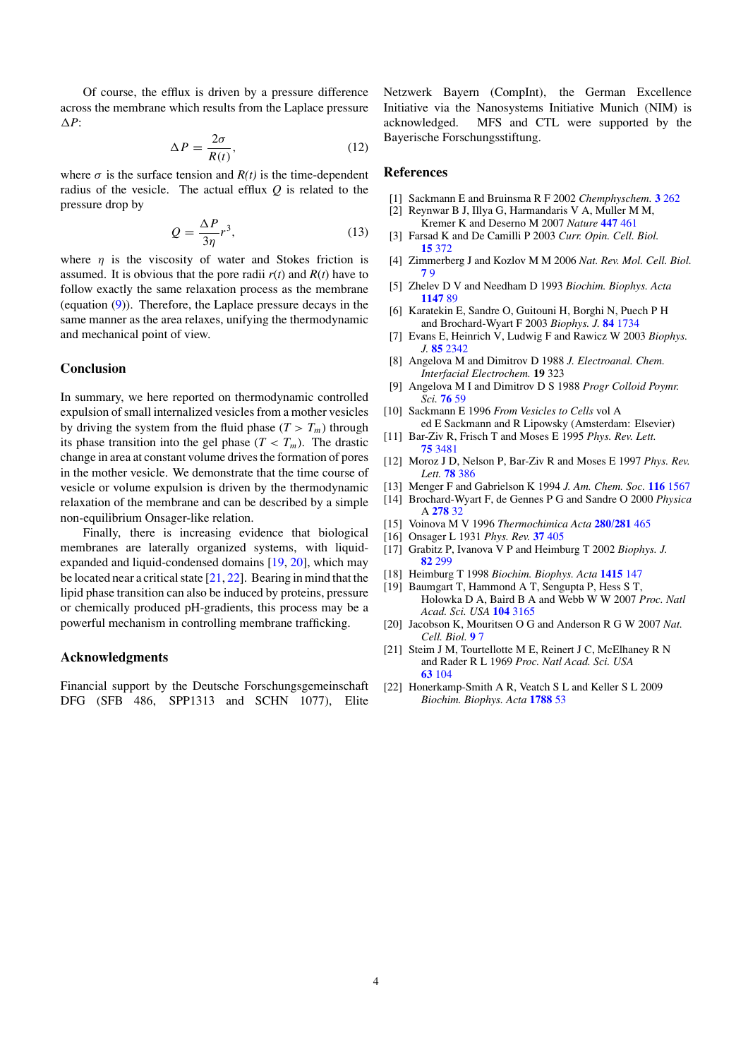Of course, the efflux is driven by a pressure difference across the membrane which results from the Laplace pressure $\Delta P$:

$$\Delta P = \frac{2\sigma}{R(t)}, \qquad (12)$$

where $\sigma$ is the surface tension and $R(t)$ is the time-dependent radius of the vesicle. The actual efflux $Q$ is related to the pressure drop by

$$Q = \frac{\Delta P}{3\eta} r^3, \qquad (13)$$

where $\eta$ is the viscosity of water and Stokes friction is assumed. It is obvious that the pore radii $r(t)$ and $R(t)$ have to follow exactly the same relaxation process as the membrane (equation (9)). Therefore, the Laplace pressure decays in the same manner as the area relaxes, unifying the thermodynamic and mechanical point of view.

## Conclusion

In summary, we here reported on thermodynamic controlled expulsion of small internalized vesicles from a mother vesicles by driving the system from the fluid phase ($T > T_m$) through its phase transition into the gel phase ($T < T_m$). The drastic change in area at constant volume drives the formation of pores in the mother vesicle. We demonstrate that the time course of vesicle or volume expulsion is driven by the thermodynamic relaxation of the membrane and can be described by a simple non-equilibrium Onsager-like relation.

Finally, there is increasing evidence that biological membranes are laterally organized systems, with liquid-expanded and liquid-condensed domains [19, 20], which may be located near a critical state [21, 22]. Bearing in mind that the lipid phase transition can also be induced by proteins, pressure or chemically produced pH-gradients, this process may be a powerful mechanism in controlling membrane trafficking.

## Acknowledgments

Financial support by the Deutsche Forschungsgemeinschaft DFG (SFB 486, SPP1313 and SCHN 1077), Elite Netzwerk Bayern (CompInt), the German Excellence Initiative via the Nanosystems Initiative Munich (NIM) is acknowledged. MFS and CTL were supported by the Bayerische Forschungsstiftung.

## References

[1] Sackmann E and Bruinsma R F 2002 *Chemphyschem.* **3** 262

[2] Reynwar B J, Illya G, Harmandaris V A, Muller M M, Kremer K and Deserno M 2007 *Nature* **447** 461

[3] Farsad K and De Camilli P 2003 *Curr. Opin. Cell. Biol.* **15** 372

[4] Zimmerberg J and Kozlov M M 2006 *Nat. Rev. Mol. Cell. Biol.* **7** 9

[5] Zhelev D V and Needham D 1993 *Biochim. Biophys. Acta* **1147** 89

[6] Karatekin E, Sandre O, Guitouni H, Borghi N, Puech P H and Brochard-Wyart F 2003 *Biophys. J.* **84** 1734

[7] Evans E, Heinrich V, Ludwig F and Rawicz W 2003 *Biophys. J.* **85** 2342

[8] Angelova M and Dimitrov D 1988 *J. Electroanal. Chem. Interfacial Electrochem.* **19** 323

[9] Angelova M I and Dimitrov D S 1988 *Progr Colloid Poymr. Sci.* **76** 59

[10] Sackmann E 1996 *From Vesicles to Cells* vol A ed E Sackmann and R Lipowsky (Amsterdam: Elsevier)

[11] Bar-Ziv R, Frisch T and Moses E 1995 *Phys. Rev. Lett.* **75** 3481

[12] Moroz J D, Nelson P, Bar-Ziv R and Moses E 1997 *Phys. Rev. Lett.* **78** 386

[13] Menger F and Gabrielson K 1994 *J. Am. Chem. Soc.* **116** 1567

[14] Brochard-Wyart F, de Gennes P G and Sandre O 2000 *Physica A* **278** 32

[15] Voinova M V 1996 *Thermochimica Acta* **280/281** 465

[16] Onsager L 1931 *Phys. Rev.* **37** 405

[17] Grabitz P, Ivanova V P and Heimburg T 2002 *Biophys. J.* **82** 299

[18] Heimburg T 1998 *Biochim. Biophys. Acta* **1415** 147

[19] Baumgart T, Hammond A T, Sengupta P, Hess S T, Holowka D A, Baird B A and Webb W W 2007 *Proc. Natl Acad. Sci. USA* **104** 3165

[20] Jacobson K, Mouritsen O G and Anderson R G W 2007 *Nat. Cell. Biol.* **9** 7

[21] Steim J M, Tourtellotte M E, Reinert J C, McElhaney R N and Rader R L 1969 *Proc. Natl Acad. Sci. USA* **63** 104

[22] Honerkamp-Smith A R, Veatch S L and Keller S L 2009 *Biochim. Biophys. Acta* **1788** 53